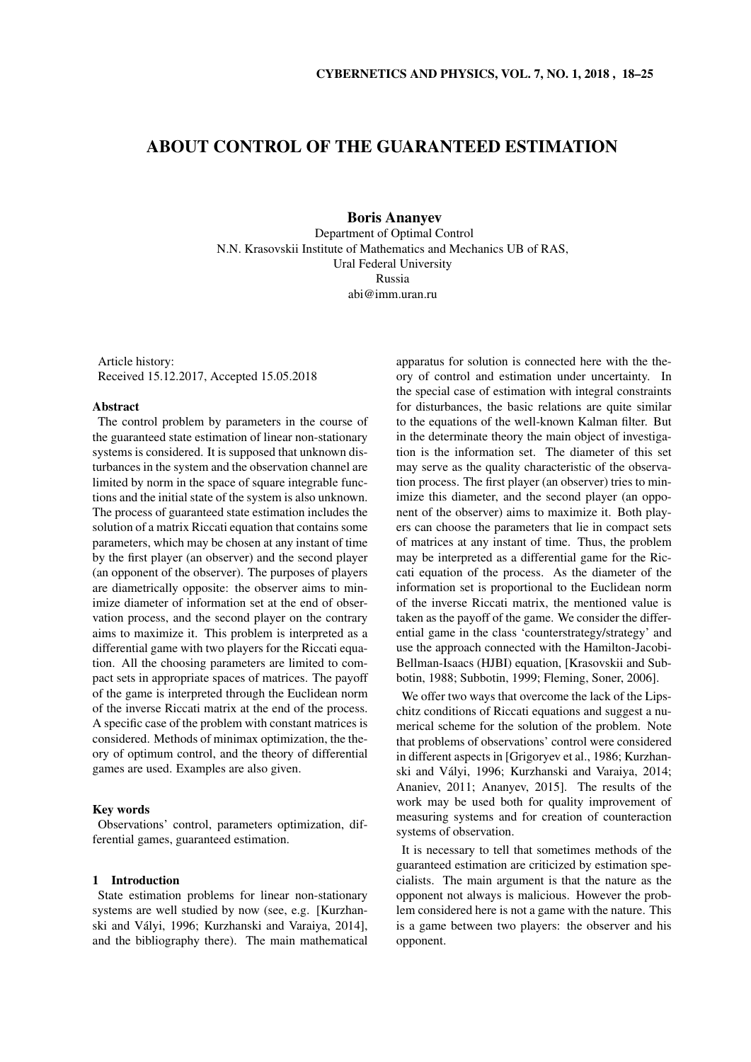# ABOUT CONTROL OF THE GUARANTEED ESTIMATION

**Boris Ananyev**

Department of Optimal Control
N.N. Krasovskii Institute of Mathematics and Mechanics UB of RAS,
Ural Federal University
Russia
abi@imm.uran.ru

Article history:
Received 15.12.2017, Accepted 15.05.2018

### Abstract

The control problem by parameters in the course of the guaranteed state estimation of linear non-stationary systems is considered. It is supposed that unknown disturbances in the system and the observation channel are limited by norm in the space of square integrable functions and the initial state of the system is also unknown. The process of guaranteed state estimation includes the solution of a matrix Riccati equation that contains some parameters, which may be chosen at any instant of time by the first player (an observer) and the second player (an opponent of the observer). The purposes of players are diametrically opposite: the observer aims to minimize diameter of information set at the end of observation process, and the second player on the contrary aims to maximize it. This problem is interpreted as a differential game with two players for the Riccati equation. All the choosing parameters are limited to compact sets in appropriate spaces of matrices. The payoff of the game is interpreted through the Euclidean norm of the inverse Riccati matrix at the end of the process. A specific case of the problem with constant matrices is considered. Methods of minimax optimization, the theory of optimum control, and the theory of differential games are used. Examples are also given.

### Key words

Observations' control, parameters optimization, differential games, guaranteed estimation.

## 1 Introduction

State estimation problems for linear non-stationary systems are well studied by now (see, e.g. [Kurzhanski and Vályi, 1996; Kurzhanski and Varaiya, 2014], and the bibliography there). The main mathematical apparatus for solution is connected here with the theory of control and estimation under uncertainty. In the special case of estimation with integral constraints for disturbances, the basic relations are quite similar to the equations of the well-known Kalman filter. But in the determinate theory the main object of investigation is the information set. The diameter of this set may serve as the quality characteristic of the observation process. The first player (an observer) tries to minimize this diameter, and the second player (an opponent of the observer) aims to maximize it. Both players can choose the parameters that lie in compact sets of matrices at any instant of time. Thus, the problem may be interpreted as a differential game for the Riccati equation of the process. As the diameter of the information set is proportional to the Euclidean norm of the inverse Riccati matrix, the mentioned value is taken as the payoff of the game. We consider the differential game in the class 'counterstrategy/strategy' and use the approach connected with the Hamilton-Jacobi-Bellman-Isaacs (HJBI) equation, [Krasovskii and Subbotin, 1988; Subbotin, 1999; Fleming, Soner, 2006].

We offer two ways that overcome the lack of the Lipschitz conditions of Riccati equations and suggest a numerical scheme for the solution of the problem. Note that problems of observations' control were considered in different aspects in [Grigoryev et al., 1986; Kurzhanski and Vályi, 1996; Kurzhanski and Varaiya, 2014; Ananiev, 2011; Ananyev, 2015]. The results of the work may be used both for quality improvement of measuring systems and for creation of counteraction systems of observation.

It is necessary to tell that sometimes methods of the guaranteed estimation are criticized by estimation specialists. The main argument is that the nature as the opponent not always is malicious. However the problem considered here is not a game with the nature. This is a game between two players: the observer and his opponent.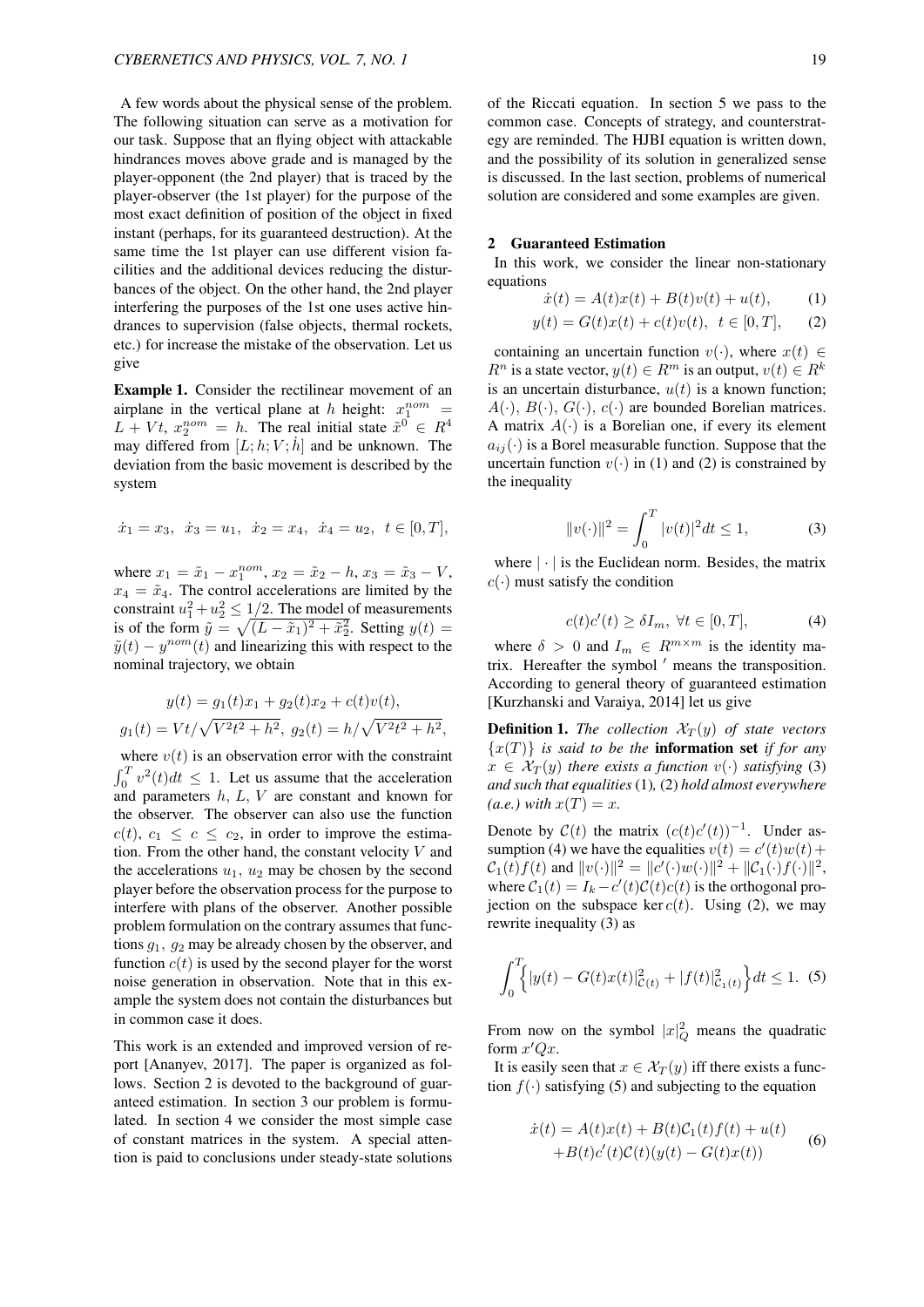A few words about the physical sense of the problem. The following situation can serve as a motivation for our task. Suppose that an flying object with attackable hindrances moves above grade and is managed by the player-opponent (the 2nd player) that is traced by the player-observer (the 1st player) for the purpose of the most exact definition of position of the object in fixed instant (perhaps, for its guaranteed destruction). At the same time the 1st player can use different vision facilities and the additional devices reducing the disturbances of the object. On the other hand, the 2nd player interfering the purposes of the 1st one uses active hindrances to supervision (false objects, thermal rockets, etc.) for increase the mistake of the observation. Let us give

**Example 1.** Consider the rectilinear movement of an airplane in the vertical plane at $h$ height: $x_1^{nom} = L + Vt$, $x_2^{nom} = h$. The real initial state $\tilde{x}^0 \in R^4$ may differed from $[L; h; V; \dot{h}]$ and be unknown. The deviation from the basic movement is described by the system

$$\dot{x}_1 = x_3,\ \dot{x}_3 = u_1,\ \dot{x}_2 = x_4,\ \dot{x}_4 = u_2,\ t \in [0, T],$$

where $x_1 = \tilde{x}_1 - x_1^{nom}$, $x_2 = \tilde{x}_2 - h$, $x_3 = \tilde{x}_3 - V$, $x_4 = \tilde{x}_4$. The control accelerations are limited by the constraint $u_1^2 + u_2^2 \leq 1/2$. The model of measurements is of the form $\tilde{y} = \sqrt{(L - \tilde{x}_1)^2 + \tilde{x}_2^2}$. Setting $y(t) = \tilde{y}(t) - y^{nom}(t)$ and linearizing this with respect to the nominal trajectory, we obtain

$$y(t) = g_1(t)x_1 + g_2(t)x_2 + c(t)v(t),$$
$$g_1(t) = Vt/\sqrt{V^2t^2 + h^2},\ g_2(t) = h/\sqrt{V^2t^2 + h^2},$$

where $v(t)$ is an observation error with the constraint $\int_0^T v^2(t)dt \leq 1$. Let us assume that the acceleration and parameters $h$, $L$, $V$ are constant and known for the observer. The observer can also use the function $c(t)$, $c_1 \leq c \leq c_2$, in order to improve the estimation. From the other hand, the constant velocity $V$ and the accelerations $u_1$, $u_2$ may be chosen by the second player before the observation process for the purpose to interfere with plans of the observer. Another possible problem formulation on the contrary assumes that functions $g_1$, $g_2$ may be already chosen by the observer, and function $c(t)$ is used by the second player for the worst noise generation in observation. Note that in this example the system does not contain the disturbances but in common case it does.

This work is an extended and improved version of report [Ananyev, 2017]. The paper is organized as follows. Section 2 is devoted to the background of guaranteed estimation. In section 3 our problem is formulated. In section 4 we consider the most simple case of constant matrices in the system. A special attention is paid to conclusions under steady-state solutions of the Riccati equation. In section 5 we pass to the common case. Concepts of strategy, and counterstrategy are reminded. The HJBI equation is written down, and the possibility of its solution in generalized sense is discussed. In the last section, problems of numerical solution are considered and some examples are given.

## 2 Guaranteed Estimation

In this work, we consider the linear non-stationary equations

$$\dot{x}(t) = A(t)x(t) + B(t)v(t) + u(t), \tag{1}$$

$$y(t) = G(t)x(t) + c(t)v(t),\ t \in [0, T], \tag{2}$$

containing an uncertain function $v(\cdot)$, where $x(t) \in R^n$ is a state vector, $y(t) \in R^m$ is an output, $v(t) \in R^k$ is an uncertain disturbance, $u(t)$ is a known function; $A(\cdot)$, $B(\cdot)$, $G(\cdot)$, $c(\cdot)$ are bounded Borelian matrices. A matrix $A(\cdot)$ is a Borelian one, if every its element $a_{ij}(\cdot)$ is a Borel measurable function. Suppose that the uncertain function $v(\cdot)$ in (1) and (2) is constrained by the inequality

$$\|v(\cdot)\|^2 = \int_0^T |v(t)|^2 dt \leq 1, \tag{3}$$

where $|\cdot|$ is the Euclidean norm. Besides, the matrix $c(\cdot)$ must satisfy the condition

$$c(t)c'(t) \geq \delta I_m,\ \forall t \in [0, T], \tag{4}$$

where $\delta > 0$ and $I_m \in R^{m \times m}$ is the identity matrix. Hereafter the symbol $'$ means the transposition. According to general theory of guaranteed estimation [Kurzhanski and Varaiya, 2014] let us give

**Definition 1.** *The collection $\mathcal{X}_T(y)$ of state vectors $\{x(T)\}$ is said to be the* **information set** *if for any $x \in \mathcal{X}_T(y)$ there exists a function $v(\cdot)$ satisfying* (3) *and such that equalities* (1)*,* (2) *hold almost everywhere (a.e.) with $x(T) = x$.*

Denote by $\mathcal{C}(t)$ the matrix $(c(t)c'(t))^{-1}$. Under assumption (4) we have the equalities $v(t) = c'(t)w(t) + \mathcal{C}_1(t)f(t)$ and $\|v(\cdot)\|^2 = \|c'(\cdot)w(\cdot)\|^2 + \|\mathcal{C}_1(\cdot)f(\cdot)\|^2$, where $\mathcal{C}_1(t) = I_k - c'(t)\mathcal{C}(t)c(t)$ is the orthogonal projection on the subspace $\ker c(t)$. Using (2), we may rewrite inequality (3) as

$$\int_0^T \Big\{ |y(t) - G(t)x(t)|^2_{\mathcal{C}(t)} + |f(t)|^2_{\mathcal{C}_1(t)} \Big\} dt \leq 1. \tag{5}$$

From now on the symbol $|x|^2_Q$ means the quadratic form $x'Qx$.

It is easily seen that $x \in \mathcal{X}_T(y)$ iff there exists a function $f(\cdot)$ satisfying (5) and subjecting to the equation

$$\begin{aligned}\dot{x}(t) &= A(t)x(t) + B(t)\mathcal{C}_1(t)f(t) + u(t) \\ &\quad + B(t)c'(t)\mathcal{C}(t)(y(t) - G(t)x(t))\end{aligned} \tag{6}$$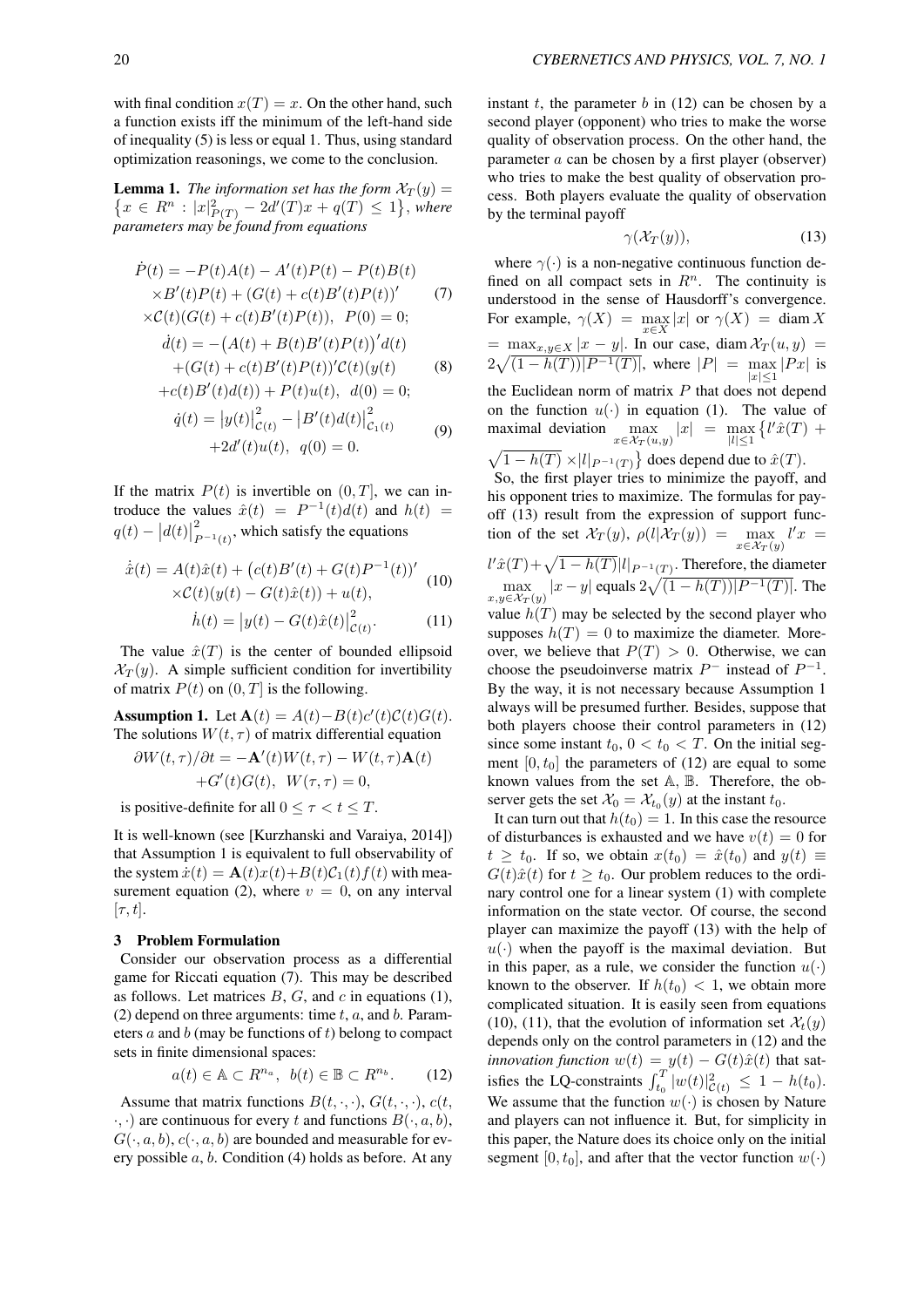with final condition $x(T) = x$. On the other hand, such a function exists iff the minimum of the left-hand side of inequality (5) is less or equal 1. Thus, using standard optimization reasonings, we come to the conclusion.

**Lemma 1.** *The information set has the form* $\mathcal{X}_T(y) = \{x \in R^n : |x|^2_{P(T)} - 2d'(T)x + q(T) \leq 1\}$, *where parameters may be found from equations*

$$
\begin{aligned}
\dot{P}(t) &= -P(t)A(t) - A'(t)P(t) - P(t)B(t) \\
&\times B'(t)P(t) + (G(t) + c(t)B'(t)P(t))' \\
&\times \mathcal{C}(t)(G(t) + c(t)B'(t)P(t)), \ \ P(0) = 0;
\end{aligned} \tag{7}
$$

$$
\begin{aligned}
\dot{d}(t) &= -\big(A(t) + B(t)B'(t)P(t)\big)' d(t) \\
&+ (G(t) + c(t)B'(t)P(t))'\mathcal{C}(t)(y(t) \\
&+ c(t)B'(t)d(t)) + P(t)u(t), \ \ d(0) = 0;
\end{aligned} \tag{8}
$$

$$
\begin{aligned}
\dot{q}(t) &= \big|y(t)\big|^2_{\mathcal{C}(t)} - \big|B'(t)d(t)\big|^2_{\mathcal{C}_1(t)} \\
&+ 2d'(t)u(t), \ \ q(0) = 0.
\end{aligned} \tag{9}
$$

If the matrix $P(t)$ is invertible on $(0, T]$, we can introduce the values $\hat{x}(t) = P^{-1}(t)d(t)$ and $h(t) = q(t) - \big|d(t)\big|^2_{P^{-1}(t)}$, which satisfy the equations

$$
\begin{aligned}
\dot{\hat{x}}(t) &= A(t)\hat{x}(t) + \big(c(t)B'(t) + G(t)P^{-1}(t)\big)' \\
&\times \mathcal{C}(t)(y(t) - G(t)\hat{x}(t)) + u(t),
\end{aligned} \tag{10}
$$

$$
\dot{h}(t) = \big|y(t) - G(t)\hat{x}(t)\big|^2_{\mathcal{C}(t)}. \tag{11}
$$

The value $\hat{x}(T)$ is the center of bounded ellipsoid $\mathcal{X}_T(y)$. A simple sufficient condition for invertibility of matrix $P(t)$ on $(0, T]$ is the following.

**Assumption 1.** Let $\mathbf{A}(t) = A(t) - B(t)c'(t)\mathcal{C}(t)G(t)$. The solutions $W(t, \tau)$ of matrix differential equation

$$
\begin{aligned}
\partial W(t, \tau)/\partial t &= -\mathbf{A}'(t)W(t, \tau) - W(t, \tau)\mathbf{A}(t) \\
&+ G'(t)G(t), \ \ W(\tau, \tau) = 0,
\end{aligned}
$$

is positive-definite for all $0 \leq \tau < t \leq T$.

It is well-known (see [Kurzhanski and Varaiya, 2014]) that Assumption 1 is equivalent to full observability of the system $\dot{x}(t) = \mathbf{A}(t)x(t) + B(t)\mathcal{C}_1(t)f(t)$ with measurement equation (2), where $v = 0$, on any interval $[\tau, t]$.

## 3 Problem Formulation

Consider our observation process as a differential game for Riccati equation (7). This may be described as follows. Let matrices $B$, $G$, and $c$ in equations (1), (2) depend on three arguments: time $t$, $a$, and $b$. Parameters $a$ and $b$ (may be functions of $t$) belong to compact sets in finite dimensional spaces:

$$
a(t) \in \mathbb{A} \subset R^{n_a}, \ \ b(t) \in \mathbb{B} \subset R^{n_b}. \tag{12}
$$

Assume that matrix functions $B(t, \cdot, \cdot)$, $G(t, \cdot, \cdot)$, $c(t, \cdot, \cdot)$ are continuous for every $t$ and functions $B(\cdot, a, b)$, $G(\cdot, a, b)$, $c(\cdot, a, b)$ are bounded and measurable for every possible $a$, $b$. Condition (4) holds as before. At any instant $t$, the parameter $b$ in (12) can be chosen by a second player (opponent) who tries to make the worse quality of observation process. On the other hand, the parameter $a$ can be chosen by a first player (observer) who tries to make the best quality of observation process. Both players evaluate the quality of observation by the terminal payoff

$$
\gamma(\mathcal{X}_T(y)), \tag{13}
$$

where $\gamma(\cdot)$ is a non-negative continuous function defined on all compact sets in $R^n$. The continuity is understood in the sense of Hausdorff's convergence. For example, $\gamma(X) = \max\limits_{x \in X} |x|$ or $\gamma(X) = \operatorname{diam} X = \max_{x,y \in X} |x - y|$. In our case, $\operatorname{diam} \mathcal{X}_T(u, y) = 2\sqrt{(1 - h(T))|P^{-1}(T)|}$, where $|P| = \max\limits_{|x| \leq 1} |Px|$ is the Euclidean norm of matrix $P$ that does not depend on the function $u(\cdot)$ in equation (1). The value of maximal deviation $\max\limits_{x \in \mathcal{X}_T(u,y)} |x| = \max\limits_{|l| \leq 1} \big\{ l'\hat{x}(T) + \sqrt{1 - h(T)} \times |l|_{P^{-1}(T)} \big\}$ does depend due to $\hat{x}(T)$.

So, the first player tries to minimize the payoff, and his opponent tries to maximize. The formulas for payoff (13) result from the expression of support function of the set $\mathcal{X}_T(y)$, $\rho(l|\mathcal{X}_T(y)) = \max\limits_{x \in \mathcal{X}_T(y)} l'x = l'\hat{x}(T) + \sqrt{1 - h(T)}|l|_{P^{-1}(T)}$. Therefore, the diameter $\max\limits_{x,y \in \mathcal{X}_T(y)} |x - y|$ equals $2\sqrt{(1 - h(T))|P^{-1}(T)|}$. The value $h(T)$ may be selected by the second player who supposes $h(T) = 0$ to maximize the diameter. Moreover, we believe that $P(T) > 0$. Otherwise, we can choose the pseudoinverse matrix $P^{-}$ instead of $P^{-1}$. By the way, it is not necessary because Assumption 1 always will be presumed further. Besides, suppose that both players choose their control parameters in (12) since some instant $t_0$, $0 < t_0 < T$. On the initial segment $[0, t_0]$ the parameters of (12) are equal to some known values from the set $\mathbb{A}$, $\mathbb{B}$. Therefore, the observer gets the set $\mathcal{X}_0 = \mathcal{X}_{t_0}(y)$ at the instant $t_0$.

It can turn out that $h(t_0) = 1$. In this case the resource of disturbances is exhausted and we have $v(t) = 0$ for $t \geq t_0$. If so, we obtain $x(t_0) = \hat{x}(t_0)$ and $y(t) \equiv G(t)\hat{x}(t)$ for $t \geq t_0$. Our problem reduces to the ordinary control one for a linear system (1) with complete information on the state vector. Of course, the second player can maximize the payoff (13) with the help of $u(\cdot)$ when the payoff is the maximal deviation. But in this paper, as a rule, we consider the function $u(\cdot)$ known to the observer. If $h(t_0) < 1$, we obtain more complicated situation. It is easily seen from equations (10), (11), that the evolution of information set $\mathcal{X}_t(y)$ depends only on the control parameters in (12) and the *innovation function* $w(t) = y(t) - G(t)\hat{x}(t)$ that satisfies the LQ-constraints $\int_{t_0}^{T} |w(t)|^2_{\mathcal{C}(t)} \leq 1 - h(t_0)$. We assume that the function $w(\cdot)$ is chosen by Nature and players can not influence it. But, for simplicity in this paper, the Nature does its choice only on the initial segment $[0, t_0]$, and after that the vector function $w(\cdot)$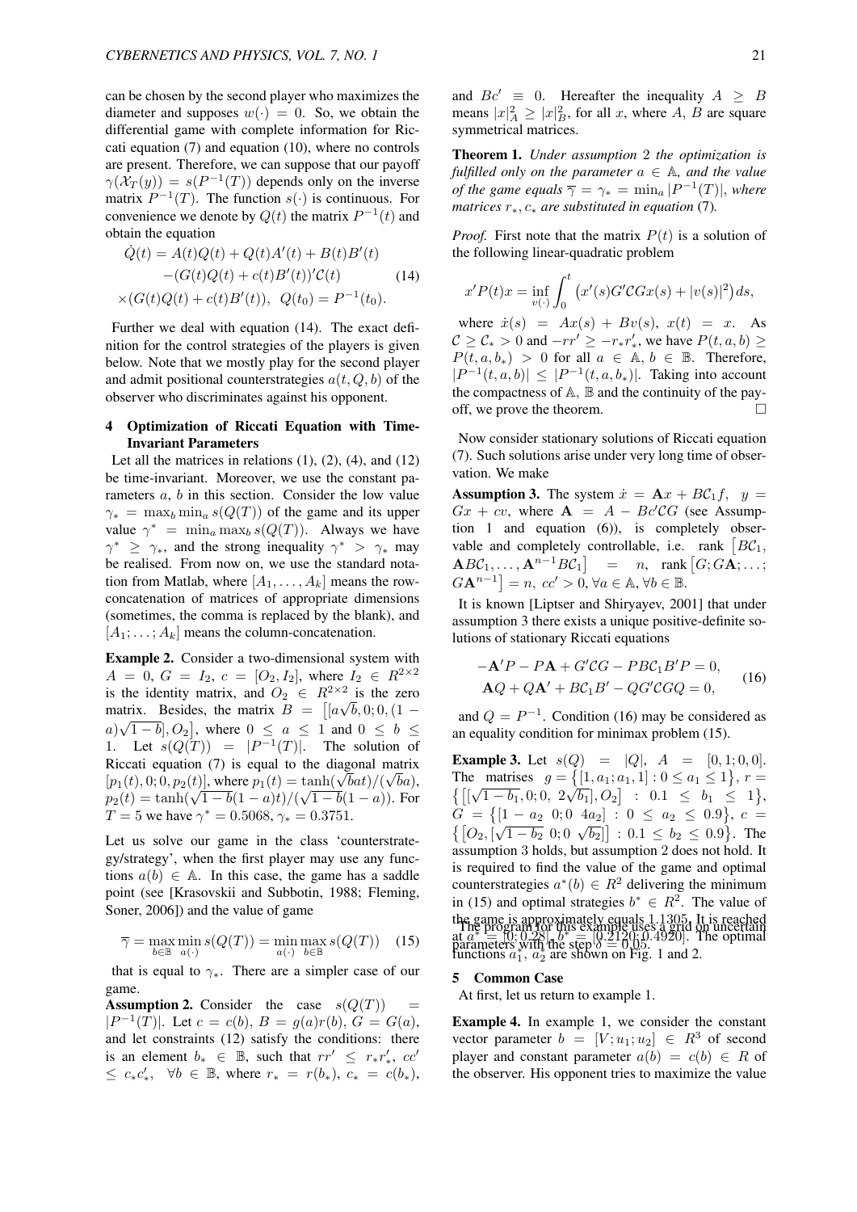can be chosen by the second player who maximizes the diameter and supposes $w(\cdot) = 0$. So, we obtain the differential game with complete information for Riccati equation (7) and equation (10), where no controls are present. Therefore, we can suppose that our payoff $\gamma(\mathcal{X}_T(y)) = s(P^{-1}(T))$ depends only on the inverse matrix $P^{-1}(T)$. The function $s(\cdot)$ is continuous. For convenience we denote by $Q(t)$ the matrix $P^{-1}(t)$ and obtain the equation

$$\begin{aligned}\dot{Q}(t) &= A(t)Q(t) + Q(t)A'(t) + B(t)B'(t) \\ &\quad -(G(t)Q(t) + c(t)B'(t))'\mathcal{C}(t) \\ &\times(G(t)Q(t) + c(t)B'(t)), \;\; Q(t_0) = P^{-1}(t_0).\end{aligned} \tag{14}$$

Further we deal with equation (14). The exact definition for the control strategies of the players is given below. Note that we mostly play for the second player and admit positional counterstrategies $a(t, Q, b)$ of the observer who discriminates against his opponent.

## 4 Optimization of Riccati Equation with Time-Invariant Parameters

Let all the matrices in relations (1), (2), (4), and (12) be time-invariant. Moreover, we use the constant parameters $a$, $b$ in this section. Consider the low value $\gamma_* = \max_b \min_a s(Q(T))$ of the game and its upper value $\gamma^* = \min_a \max_b s(Q(T))$. Always we have $\gamma^* \geq \gamma_*$, and the strong inequality $\gamma^* > \gamma_*$ may be realised. From now on, we use the standard notation from Matlab, where $[A_1, \ldots, A_k]$ means the row-concatenation of matrices of appropriate dimensions (sometimes, the comma is replaced by the blank), and $[A_1; \ldots; A_k]$ means the column-concatenation.

**Example 2.** Consider a two-dimensional system with $A = 0$, $G = I_2$, $c = [O_2, I_2]$, where $I_2 \in R^{2\times 2}$ is the identity matrix, and $O_2 \in R^{2\times 2}$ is the zero matrix. Besides, the matrix $B = \big[[a\sqrt{b}, 0; 0, (1-a)\sqrt{1-b}], O_2\big]$, where $0 \leq a \leq 1$ and $0 \leq b \leq 1$. Let $s(Q(T)) = |P^{-1}(T)|$. The solution of Riccati equation (7) is equal to the diagonal matrix $[p_1(t), 0; 0, p_2(t)]$, where $p_1(t) = \tanh(\sqrt{b}at)/(\sqrt{b}a)$, $p_2(t) = \tanh(\sqrt{1-b}(1-a)t)/(\sqrt{1-b}(1-a))$. For $T = 5$ we have $\gamma^* = 0.5068$, $\gamma_* = 0.3751$.

Let us solve our game in the class 'counterstrategy/strategy', when the first player may use any functions $a(b) \in \mathbb{A}$. In this case, the game has a saddle point (see [Krasovskii and Subbotin, 1988; Fleming, Soner, 2006]) and the value of game

$$\overline{\gamma} = \max_{b\in\mathbb{B}} \min_{a(\cdot)} s(Q(T)) = \min_{a(\cdot)} \max_{b\in\mathbb{B}} s(Q(T)) \tag{15}$$

that is equal to $\gamma_*$. There are a simpler case of our game.

**Assumption 2.** Consider the case $s(Q(T)) = |P^{-1}(T)|$. Let $c = c(b)$, $B = g(a)r(b)$, $G = G(a)$, and let constraints (12) satisfy the conditions: there is an element $b_* \in \mathbb{B}$, such that $rr' \leq r_*r_*'$, $cc' \leq c_*c_*'$, $\forall b \in \mathbb{B}$, where $r_* = r(b_*)$, $c_* = c(b_*)$, and $Bc' \equiv 0$. Hereafter the inequality $A \geq B$ means $|x|_A^2 \geq |x|_B^2$, for all $x$, where $A$, $B$ are square symmetrical matrices.

**Theorem 1.** *Under assumption 2 the optimization is fulfilled only on the parameter $a \in \mathbb{A}$, and the value of the game equals $\overline{\gamma} = \gamma_* = \min_a |P^{-1}(T)|$, where matrices $r_*, c_*$ are substituted in equation (7).*

*Proof.* First note that the matrix $P(t)$ is a solution of the following linear-quadratic problem

$$x'P(t)x = \inf_{v(\cdot)} \int_0^t \big(x'(s)G'\mathcal{C}Gx(s) + |v(s)|^2\big)ds,$$

where $\dot{x}(s) = Ax(s) + Bv(s)$, $x(t) = x$. As $\mathcal{C} \geq \mathcal{C}_* > 0$ and $-rr' \geq -r_*r_*'$, we have $P(t, a, b) \geq P(t, a, b_*) > 0$ for all $a \in \mathbb{A}$, $b \in \mathbb{B}$. Therefore, $|P^{-1}(t, a, b)| \leq |P^{-1}(t, a, b_*)|$. Taking into account the compactness of $\mathbb{A}$, $\mathbb{B}$ and the continuity of the payoff, we prove the theorem. $\square$

Now consider stationary solutions of Riccati equation (7). Such solutions arise under very long time of observation. We make

**Assumption 3.** The system $\dot{x} = \mathbf{A}x + B\mathcal{C}_1 f$, $y = Gx + cv$, where $\mathbf{A} = A - Bc'\mathcal{C}G$ (see Assumption 1 and equation (6)), is completely observable and completely controllable, i.e. rank $\big[B\mathcal{C}_1, \mathbf{A}B\mathcal{C}_1, \ldots, \mathbf{A}^{n-1}B\mathcal{C}_1\big] = n$, rank $\big[G; G\mathbf{A}; \ldots; G\mathbf{A}^{n-1}\big] = n$, $cc' > 0, \forall a \in \mathbb{A}, \forall b \in \mathbb{B}$.

It is known [Liptser and Shiryayev, 2001] that under assumption 3 there exists a unique positive-definite solutions of stationary Riccati equations

$$\begin{aligned}-\mathbf{A}'P - P\mathbf{A} + G'\mathcal{C}G - PB\mathcal{C}_1B'P = 0,\\ \mathbf{A}Q + Q\mathbf{A}' + B\mathcal{C}_1B' - QG'\mathcal{C}GQ = 0,\end{aligned} \tag{16}$$

and $Q = P^{-1}$. Condition (16) may be considered as an equality condition for minimax problem (15).

**Example 3.** Let $s(Q) = |Q|$, $A = [0, 1; 0, 0]$. The matrises $g = \{[1, a_1; a_1, 1] : 0 \leq a_1 \leq 1\}$, $r = \{[[\sqrt{1-b_1}, 0; 0, 2\sqrt{b_1}], O_2] : 0.1 \leq b_1 \leq 1\}$, $G = \{[1 - a_2\ 0; 0\ 4a_2] : 0 \leq a_2 \leq 0.9\}$, $c = \{[O_2, [\sqrt{1-b_2}\ 0; 0\ \sqrt{b_2}]] : 0.1 \leq b_2 \leq 0.9\}$. The assumption 3 holds, but assumption 2 does not hold. It is required to find the value of the game and optimal counterstrategies $a^*(b) \in R^2$ delivering the minimum in (15) and optimal strategies $b^* \in R^2$. The value of the game is approximately equals 1.1305. It is reached at $a^* = [0; 0.28]$, $b^* = [0.2120; 0.4920]$. The optimal functions $a_1^*$, $a_2^*$ are shown on Fig. 1 and 2.

The program for this example uses a grid on uncertain parameters with the step $\delta = 0.05$.

## 5 Common Case

At first, let us return to example 1.

**Example 4.** In example 1, we consider the constant vector parameter $b = [V; u_1; u_2] \in R^3$ of second player and constant parameter $a(b) = c(b) \in R$ of the observer. His opponent tries to maximize the value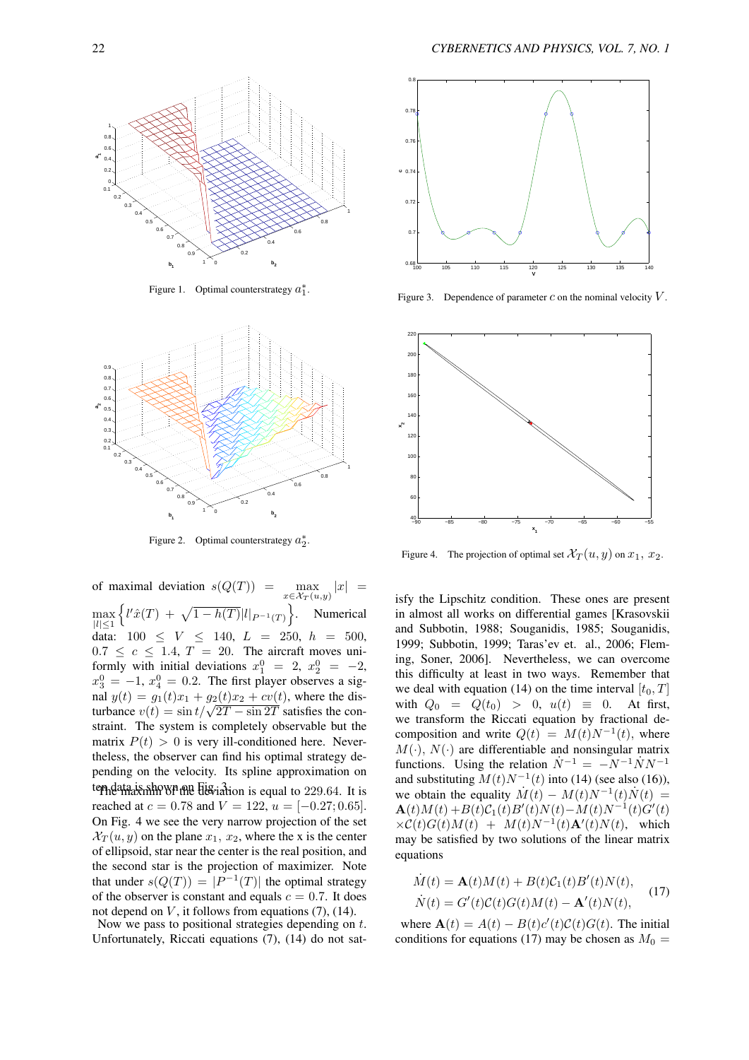Figure 1. Optimal counterstrategy $a_1^*$.

Figure 2. Optimal counterstrategy $a_2^*$.

of maximal deviation $s(Q(T)) = \max_{x \in \mathcal{X}_T(u,y)} |x| = \max_{|l| \le 1} \left\{ l'\hat{x}(T) + \sqrt{1 - h(T)} |l|_{P^{-1}(T)} \right\}$. Numerical data: $100 \le V \le 140$, $L = 250$, $h = 500$, $0.7 \le c \le 1.4$, $T = 20$. The aircraft moves uniformly with initial deviations $x_1^0 = 2$, $x_2^0 = -2$, $x_3^0 = -1$, $x_4^0 = 0.2$. The first player observes a signal $y(t) = g_1(t)x_1 + g_2(t)x_2 + cv(t)$, where the disturbance $v(t) = \sin t / \sqrt{2T - \sin 2T}$ satisfies the constraint. The system is completely observable but the matrix $P(t) > 0$ is very ill-conditioned here. Nevertheless, the observer can find his optimal strategy depending on the velocity. Its spline approximation on ten data is shown on Fig. 3.

The maximum of the deviation is equal to 229.64. It is reached at $c = 0.78$ and $V = 122$, $u = [-0.27; 0.65]$. On Fig. 4 we see the very narrow projection of the set $\mathcal{X}_T(u, y)$ on the plane $x_1$, $x_2$, where the x is the center of ellipsoid, star near the center is the real position, and the second star is the projection of maximizer. Note that under $s(Q(T)) = |P^{-1}(T)|$ the optimal strategy of the observer is constant and equals $c = 0.7$. It does not depend on $V$, it follows from equations (7), (14).

Now we pass to positional strategies depending on $t$. Unfortunately, Riccati equations (7), (14) do not satisfy the Lipschitz condition. These ones are present in almost all works on differential games [Krasovskii and Subbotin, 1988; Souganidis, 1985; Souganidis, 1999; Subbotin, 1999; Taras'ev et. al., 2006; Fleming, Soner, 2006]. Nevertheless, we can overcome this difficulty at least in two ways. Remember that we deal with equation (14) on the time interval $[t_0, T]$ with $Q_0 = Q(t_0) > 0$, $u(t) \equiv 0$. At first, we transform the Riccati equation by fractional decomposition and write $Q(t) = M(t)N^{-1}(t)$, where $M(\cdot)$, $N(\cdot)$ are differentiable and nonsingular matrix functions. Using the relation $\dot{N}^{-1} = -N^{-1}\dot{N}N^{-1}$ and substituting $M(t)N^{-1}(t)$ into (14) (see also (16)), we obtain the equality $\dot{M}(t) - M(t)N^{-1}(t)\dot{N}(t) = \mathbf{A}(t)M(t) + B(t)\mathcal{C}_1(t)B'(t)N(t) - M(t)N^{-1}(t)G'(t) \times \mathcal{C}(t)G(t)M(t) + M(t)N^{-1}(t)\mathbf{A}'(t)N(t)$, which may be satisfied by two solutions of the linear matrix equations

$$
\begin{aligned}
\dot{M}(t) &= \mathbf{A}(t)M(t) + B(t)\mathcal{C}_1(t)B'(t)N(t), \\
\dot{N}(t) &= G'(t)\mathcal{C}(t)G(t)M(t) - \mathbf{A}'(t)N(t),
\end{aligned}
\tag{17}
$$

where $\mathbf{A}(t) = A(t) - B(t)c'(t)\mathcal{C}(t)G(t)$. The initial conditions for equations (17) may be chosen as $M_0 =$

Figure 3. Dependence of parameter $c$ on the nominal velocity $V$.

Figure 4. The projection of optimal set $\mathcal{X}_T(u, y)$ on $x_1$, $x_2$.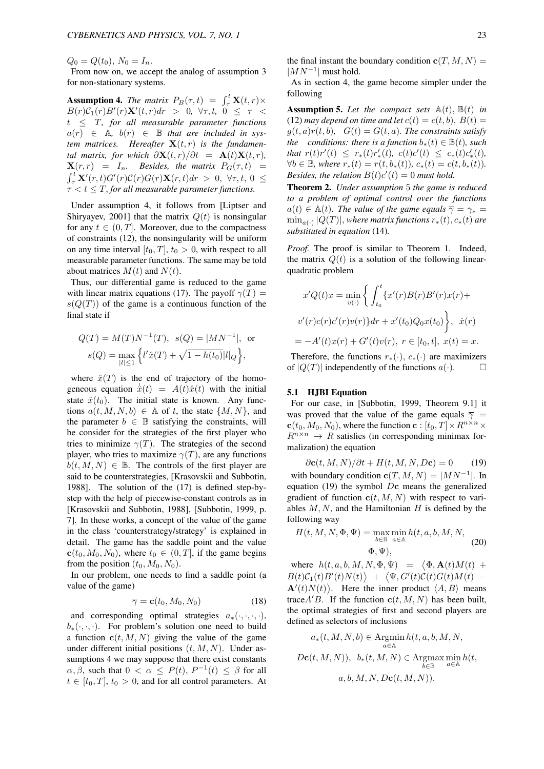$Q_0 = Q(t_0)$, $N_0 = I_n$.

From now on, we accept the analog of assumption 3 for non-stationary systems.

**Assumption 4.** *The matrix* $P_B(\tau, t) = \int_\tau^t \mathbf{X}(t,r)\times B(r)\mathcal{C}_1(r)B'(r)\mathbf{X}'(t,r)dr > 0$, $\forall \tau, t$, $0 \le \tau < t \le T$, *for all measurable parameter functions* $a(r) \in \mathbb{A}$, $b(r) \in \mathbb{B}$ *that are included in system matrices. Hereafter* $\mathbf{X}(t,r)$ *is the fundamental matrix, for which* $\partial \mathbf{X}(t,r)/\partial t = \mathbf{A}(t)\mathbf{X}(t,r)$, $\mathbf{X}(r,r) = I_n$. *Besides, the matrix* $P_G(\tau, t) = \int_\tau^t \mathbf{X}'(r,t)G'(r)\mathcal{C}(r)G(r)\mathbf{X}(r,t)dr > 0$, $\forall \tau, t$, $0 \le \tau < t \le T$, *for all measurable parameter functions.*

Under assumption 4, it follows from [Liptser and Shiryayev, 2001] that the matrix $Q(t)$ is nonsingular for any $t \in (0, T]$. Moreover, due to the compactness of constraints (12), the nonsingularity will be uniform on any time interval $[t_0, T]$, $t_0 > 0$, with respect to all measurable parameter functions. The same may be told about matrices $M(t)$ and $N(t)$.

Thus, our differential game is reduced to the game with linear matrix equations (17). The payoff $\gamma(T) = s(Q(T))$ of the game is a continuous function of the final state if

$$Q(T) = M(T)N^{-1}(T),\ \ s(Q) = |MN^{-1}|,\ \text{ or}$$
$$s(Q) = \max_{|l|\le 1}\Big\{l'\hat{x}(T) + \sqrt{1 - h(t_0)}|l|_Q\Big\},$$

where $\hat{x}(T)$ is the end of trajectory of the homogeneous equation $\dot{\hat{x}}(t) = A(t)\hat{x}(t)$ with the initial state $\hat{x}(t_0)$. The initial state is known. Any functions $a(t, M, N, b) \in \mathbb{A}$ of $t$, the state $\{M, N\}$, and the parameter $b \in \mathbb{B}$ satisfying the constraints, will be consider for the strategies of the first player who tries to minimize $\gamma(T)$. The strategies of the second player, who tries to maximize $\gamma(T)$, are any functions $b(t, M, N) \in \mathbb{B}$. The controls of the first player are said to be counterstrategies, [Krasovskii and Subbotin, 1988]. The solution of the (17) is defined step-by-step with the help of piecewise-constant controls as in [Krasovskii and Subbotin, 1988], [Subbotin, 1999, p. 7]. In these works, a concept of the value of the game in the class 'counterstrategy/strategy' is explained in detail. The game has the saddle point and the value $\mathbf{c}(t_0, M_0, N_0)$, where $t_0 \in (0, T]$, if the game begins from the position $(t_0, M_0, N_0)$.

In our problem, one needs to find a saddle point (a value of the game)

$$\overline{\gamma} = \mathbf{c}(t_0, M_0, N_0) \tag{18}$$

and corresponding optimal strategies $a_*(\cdot,\cdot,\cdot,\cdot)$, $b_*(\cdot,\cdot,\cdot)$. For problem's solution one need to build a function $\mathbf{c}(t, M, N)$ giving the value of the game under different initial positions $(t, M, N)$. Under assumptions 4 we may suppose that there exist constants $\alpha, \beta$, such that $0 < \alpha \le P(t)$, $P^{-1}(t) \le \beta$ for all $t \in [t_0, T]$, $t_0 > 0$, and for all control parameters. At the final instant the boundary condition $\mathbf{c}(T, M, N) = |MN^{-1}|$ must hold.

As in section 4, the game become simpler under the following

**Assumption 5.** *Let the compact sets* $\mathbb{A}(t)$, $\mathbb{B}(t)$ *in* (12) *may depend on time and let* $c(t) = c(t, b)$, $B(t) = g(t, a)r(t, b)$, $G(t) = G(t, a)$. *The constraints satisfy the conditions: there is a function* $b_*(t) \in \mathbb{B}(t)$, *such that* $r(t)r'(t) \le r_*(t)r_*'(t)$, $c(t)c'(t) \le c_*(t)c_*'(t)$, $\forall b \in \mathbb{B}$, *where* $r_*(t) = r(t, b_*(t))$, $c_*(t) = c(t, b_*(t))$. *Besides, the relation* $B(t)c'(t) = 0$ *must hold.*

**Theorem 2.** *Under assumption* 5 *the game is reduced to a problem of optimal control over the functions* $a(t) \in \mathbb{A}(t)$. *The value of the game equals* $\overline{\gamma} = \gamma_* = \min_{a(\cdot)} |Q(T)|$, *where matrix functions* $r_*(t), c_*(t)$ *are substituted in equation* (14).

*Proof.* The proof is similar to Theorem 1. Indeed, the matrix $Q(t)$ is a solution of the following linear-quadratic problem

$$x'Q(t)x = \min_{v(\cdot)}\bigg\{\int_{t_0}^t \{x'(r)B(r)B'(r)x(r) +$$
$$v'(r)c(r)c'(r)v(r)\}dr + x'(t_0)Q_0x(t_0)\bigg\},\ \ \dot{x}(r)$$
$$= -A'(t)x(r) + G'(t)v(r),\ r \in [t_0, t],\ x(t) = x.$$

Therefore, the functions $r_*(\cdot)$, $c_*(\cdot)$ are maximizers of $|Q(T)|$ independently of the functions $a(\cdot)$. $\square$

### 5.1 HJBI Equation

For our case, in [Subbotin, 1999, Theorem 9.1] it was proved that the value of the game equals $\overline{\gamma} = \mathbf{c}(t_0, M_0, N_0)$, where the function $\mathbf{c} : [t_0, T] \times R^{n\times n} \times R^{n \times n} \to R$ satisfies (in corresponding minimax formalization) the equation

$$\partial \mathbf{c}(t, M, N)/\partial t + H(t, M, N, D\mathbf{c}) = 0 \tag{19}$$

with boundary condition $\mathbf{c}(T, M, N) = |MN^{-1}|$. In equation (19) the symbol $D\mathbf{c}$ means the generalized gradient of function $\mathbf{c}(t, M, N)$ with respect to variables $M, N$, and the Hamiltonian $H$ is defined by the following way

$$H(t, M, N, \Phi, \Psi) = \max_{b\in\mathbb{B}}\min_{a\in\mathbb{A}} h(t, a, b, M, N, \Phi, \Psi), \tag{20}$$

where $h(t, a, b, M, N, \Phi, \Psi) = \big\langle \Phi, \mathbf{A}(t)M(t) + B(t)\mathcal{C}_1(t)B'(t)N(t)\big\rangle + \big\langle \Psi, G'(t)\mathcal{C}(t)G(t)M(t) - \mathbf{A}'(t)N(t)\big\rangle$. Here the inner product $\langle A, B\rangle$ means trace$A'B$. If the function $\mathbf{c}(t, M, N)$ has been built, the optimal strategies of first and second players are defined as selectors of inclusions

$$a_*(t, M, N, b) \in \operatorname*{Argmin}_{a\in\mathbb{A}} h(t, a, b, M, N,$$
$$D\mathbf{c}(t, M, N)),\ \ b_*(t, M, N) \in \operatorname*{Argmax}_{b\in\mathbb{B}}\min_{a\in\mathbb{A}} h(t,$$
$$a, b, M, N, D\mathbf{c}(t, M, N)).$$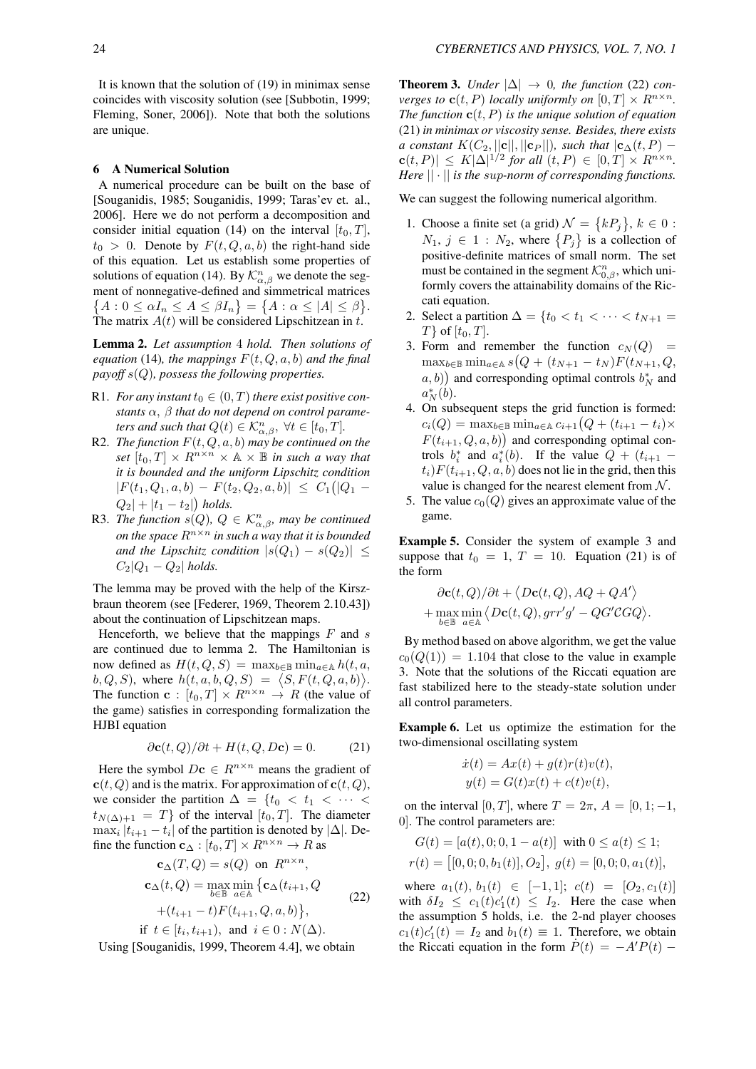It is known that the solution of (19) in minimax sense coincides with viscosity solution (see [Subbotin, 1999; Fleming, Soner, 2006]). Note that both the solutions are unique.

## 6 A Numerical Solution

A numerical procedure can be built on the base of [Souganidis, 1985; Souganidis, 1999; Taras'ev et. al., 2006]. Here we do not perform a decomposition and consider initial equation (14) on the interval $[t_0, T]$, $t_0 > 0$. Denote by $F(t, Q, a, b)$ the right-hand side of this equation. Let us establish some properties of solutions of equation (14). By $\mathcal{K}^n_{\alpha,\beta}$ we denote the segment of nonnegative-defined and simmetrical matrices $\{A : 0 \leq \alpha I_n \leq A \leq \beta I_n\} = \{A : \alpha \leq |A| \leq \beta\}$. The matrix $A(t)$ will be considered Lipschitzean in $t$.

**Lemma 2.** *Let assumption 4 hold. Then solutions of equation* (14)*, the mappings $F(t, Q, a, b)$ and the final payoff $s(Q)$, possess the following properties.*

R1. *For any instant $t_0 \in (0, T)$ there exist positive constants $\alpha$, $\beta$ that do not depend on control parameters and such that $Q(t) \in \mathcal{K}^n_{\alpha,\beta}$, $\forall t \in [t_0, T]$.*

R2. *The function $F(t, Q, a, b)$ may be continued on the set $[t_0, T] \times R^{n\times n} \times \mathbb{A} \times \mathbb{B}$ in such a way that it is bounded and the uniform Lipschitz condition $|F(t_1, Q_1, a, b) - F(t_2, Q_2, a, b)| \leq C_1\big(|Q_1 - Q_2| + |t_1 - t_2|\big)$ holds.*

R3. *The function $s(Q)$, $Q \in \mathcal{K}^n_{\alpha,\beta}$, may be continued on the space $R^{n\times n}$ in such a way that it is bounded and the Lipschitz condition $|s(Q_1) - s(Q_2)| \leq C_2|Q_1 - Q_2|$ holds.*

The lemma may be proved with the help of the Kirszbraun theorem (see [Federer, 1969, Theorem 2.10.43]) about the continuation of Lipschitzean maps.

Henceforth, we believe that the mappings $F$ and $s$ are continued due to lemma 2. The Hamiltonian is now defined as $H(t, Q, S) = \max_{b\in\mathbb{B}} \min_{a\in\mathbb{A}} h(t, a, b, Q, S)$, where $h(t, a, b, Q, S) = \langle S, F(t, Q, a, b)\rangle$. The function $\mathbf{c} : [t_0, T] \times R^{n\times n} \to R$ (the value of the game) satisfies in corresponding formalization the HJBI equation

$$\partial\mathbf{c}(t, Q)/\partial t + H(t, Q, D\mathbf{c}) = 0. \tag{21}$$

Here the symbol $D\mathbf{c} \in R^{n\times n}$ means the gradient of $\mathbf{c}(t, Q)$ and is the matrix. For approximation of $\mathbf{c}(t, Q)$, we consider the partition $\Delta = \{t_0 < t_1 < \cdots < t_{N(\Delta)+1} = T\}$ of the interval $[t_0, T]$. The diameter $\max_i |t_{i+1} - t_i|$ of the partition is denoted by $|\Delta|$. Define the function $\mathbf{c}_\Delta : [t_0, T] \times R^{n\times n} \to R$ as

$$\begin{gathered}
\mathbf{c}_\Delta(T, Q) = s(Q) \text{ on } R^{n\times n}, \\
\mathbf{c}_\Delta(t, Q) = \max_{b\in\mathbb{B}} \min_{a\in\mathbb{A}} \big\{\mathbf{c}_\Delta(t_{i+1}, Q \\
+ (t_{i+1} - t)F(t_{i+1}, Q, a, b)\big\}, \\
\text{if } t \in [t_i, t_{i+1}), \text{ and } i \in 0 : N(\Delta).
\end{gathered} \tag{22}$$

Using [Souganidis, 1999, Theorem 4.4], we obtain

**Theorem 3.** *Under $|\Delta| \to 0$, the function* (22) *converges to $\mathbf{c}(t, P)$ locally uniformly on $[0, T] \times R^{n\times n}$. The function $\mathbf{c}(t, P)$ is the unique solution of equation* (21) *in minimax or viscosity sense. Besides, there exists a constant $K(C_2, ||\mathbf{c}||, ||\mathbf{c}_P||)$, such that $|\mathbf{c}_\Delta(t, P) - \mathbf{c}(t, P)| \leq K|\Delta|^{1/2}$ for all $(t, P) \in [0, T] \times R^{n\times n}$. Here $||\cdot||$ is the sup-norm of corresponding functions.*

We can suggest the following numerical algorithm.

1. Choose a finite set (a grid) $\mathcal{N} = \{kP_j\}$, $k \in 0 : N_1$, $j \in 1 : N_2$, where $\{P_j\}$ is a collection of positive-definite matrices of small norm. The set must be contained in the segment $\mathcal{K}^n_{0,\beta}$, which uniformly covers the attainability domains of the Riccati equation.
2. Select a partition $\Delta = \{t_0 < t_1 < \cdots < t_{N+1} = T\}$ of $[t_0, T]$.
3. Form and remember the function $c_N(Q) = \max_{b\in\mathbb{B}} \min_{a\in\mathbb{A}} s\big(Q + (t_{N+1} - t_N)F(t_{N+1}, Q, a, b)\big)$ and corresponding optimal controls $b^*_N$ and $a^*_N(b)$.
4. On subsequent steps the grid function is formed: $c_i(Q) = \max_{b\in\mathbb{B}} \min_{a\in\mathbb{A}} c_{i+1}\big(Q + (t_{i+1} - t_i)\times F(t_{i+1}, Q, a, b)\big)$ and corresponding optimal controls $b^*_i$ and $a^*_i(b)$. If the value $Q + (t_{i+1} - t_i)F(t_{i+1}, Q, a, b)$ does not lie in the grid, then this value is changed for the nearest element from $\mathcal{N}$.
5. The value $c_0(Q)$ gives an approximate value of the game.

**Example 5.** Consider the system of example 3 and suppose that $t_0 = 1$, $T = 10$. Equation (21) is of the form

$$\begin{gathered}
\partial\mathbf{c}(t, Q)/\partial t + \big\langle D\mathbf{c}(t, Q), AQ + QA'\big\rangle \\
+ \max_{b\in\mathbb{B}} \min_{a\in\mathbb{A}} \big\langle D\mathbf{c}(t, Q), grr'g' - QG'\mathcal{C}GQ\big\rangle.
\end{gathered}$$

By method based on above algorithm, we get the value $c_0(Q(1)) = 1.104$ that close to the value in example 3. Note that the solutions of the Riccati equation are fast stabilized here to the steady-state solution under all control parameters.

**Example 6.** Let us optimize the estimation for the two-dimensional oscillating system

$$\begin{gathered}
\dot{x}(t) = Ax(t) + g(t)r(t)v(t), \\
y(t) = G(t)x(t) + c(t)v(t),
\end{gathered}$$

on the interval $[0, T]$, where $T = 2\pi$, $A = [0, 1; -1, 0]$. The control parameters are:

$$\begin{gathered}
G(t) = [a(t), 0; 0, 1 - a(t)] \text{ with } 0 \leq a(t) \leq 1; \\
r(t) = \big[[0, 0; 0, b_1(t)], O_2\big], \; g(t) = [0, 0; 0, a_1(t)],
\end{gathered}$$

where $a_1(t)$, $b_1(t) \in [-1, 1]$; $c(t) = [O_2, c_1(t)]$ with $\delta I_2 \leq c_1(t)c_1'(t) \leq I_2$. Here the case when the assumption 5 holds, i.e. the 2-nd player chooses $c_1(t)c_1'(t) = I_2$ and $b_1(t) \equiv 1$. Therefore, we obtain the Riccati equation in the form $\dot{P}(t) = -A'P(t) -$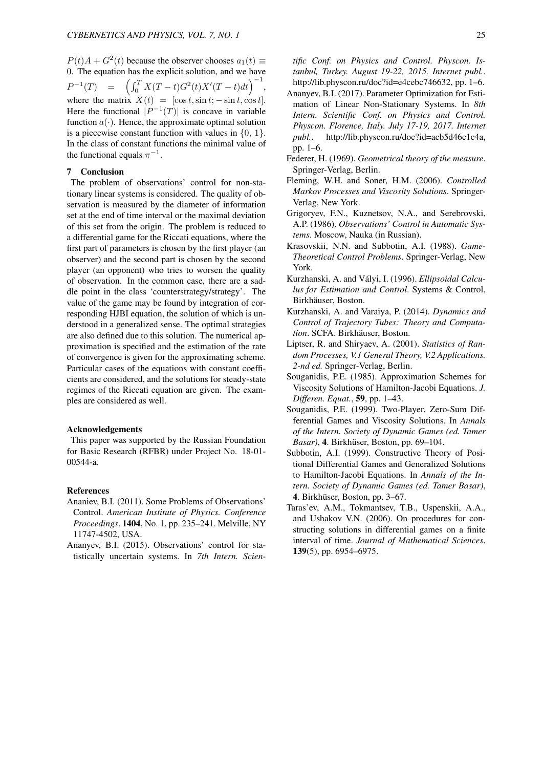$P(t)A + G^2(t)$ because the observer chooses $a_1(t) \equiv 0$. The equation has the explicit solution, and we have $P^{-1}(T) = \left(\int_0^T X(T-t)G^2(t)X'(T-t)dt\right)^{-1}$, where the matrix $X(t) = [\cos t, \sin t; -\sin t, \cos t]$. Here the functional $|P^{-1}(T)|$ is concave in variable function $a(\cdot)$. Hence, the approximate optimal solution is a piecewise constant function with values in $\{0, 1\}$. In the class of constant functions the minimal value of the functional equals $\pi^{-1}$.

## 7 Conclusion

The problem of observations' control for non-stationary linear systems is considered. The quality of observation is measured by the diameter of information set at the end of time interval or the maximal deviation of this set from the origin. The problem is reduced to a differential game for the Riccati equations, where the first part of parameters is chosen by the first player (an observer) and the second part is chosen by the second player (an opponent) who tries to worsen the quality of observation. In the common case, there are a saddle point in the class 'counterstrategy/strategy'. The value of the game may be found by integration of corresponding HJBI equation, the solution of which is understood in a generalized sense. The optimal strategies are also defined due to this solution. The numerical approximation is specified and the estimation of the rate of convergence is given for the approximating scheme. Particular cases of the equations with constant coefficients are considered, and the solutions for steady-state regimes of the Riccati equation are given. The examples are considered as well.

## Acknowledgements

This paper was supported by the Russian Foundation for Basic Research (RFBR) under Project No. 18-01-00544-a.

## References

Ananiev, B.I. (2011). Some Problems of Observations' Control. *American Institute of Physics. Conference Proceedings*. **1404**, No. 1, pp. 235–241. Melville, NY 11747-4502, USA.

Ananyev, B.I. (2015). Observations' control for statistically uncertain systems. In *7th Intern. Scientific Conf. on Physics and Control. Physcon. Istanbul, Turkey. August 19-22, 2015. Internet publ.*. http://lib.physcon.ru/doc?id=e4cebc746632, pp. 1–6.

Ananyev, B.I. (2017). Parameter Optimization for Estimation of Linear Non-Stationary Systems. In *8th Intern. Scientific Conf. on Physics and Control. Physcon. Florence, Italy. July 17-19, 2017. Internet publ.*. http://lib.physcon.ru/doc?id=acb5d46c1c4a, pp. 1–6.

Federer, H. (1969). *Geometrical theory of the measure*. Springer-Verlag, Berlin.

Fleming, W.H. and Soner, H.M. (2006). *Controlled Markov Processes and Viscosity Solutions*. Springer-Verlag, New York.

Grigoryev, F.N., Kuznetsov, N.A., and Serebrovski, A.P. (1986). *Observations' Control in Automatic Systems*. Moscow, Nauka (in Russian).

Krasovskii, N.N. and Subbotin, A.I. (1988). *Game-Theoretical Control Problems*. Springer-Verlag, New York.

Kurzhanski, A. and Vályi, I. (1996). *Ellipsoidal Calculus for Estimation and Control*. Systems & Control, Birkhäuser, Boston.

Kurzhanski, A. and Varaiya, P. (2014). *Dynamics and Control of Trajectory Tubes: Theory and Computation*. SCFA. Birkhäuser, Boston.

Liptser, R. and Shiryaev, A. (2001). *Statistics of Random Processes, V.1 General Theory, V.2 Applications. 2-nd ed.* Springer-Verlag, Berlin.

Souganidis, P.E. (1985). Approximation Schemes for Viscosity Solutions of Hamilton-Jacobi Equations. *J. Differen. Equat.*, **59**, pp. 1–43.

Souganidis, P.E. (1999). Two-Player, Zero-Sum Differential Games and Viscosity Solutions. In *Annals of the Intern. Society of Dynamic Games (ed. Tamer Basar)*, **4**. Birkhüser, Boston, pp. 69–104.

Subbotin, A.I. (1999). Constructive Theory of Positional Differential Games and Generalized Solutions to Hamilton-Jacobi Equations. In *Annals of the Intern. Society of Dynamic Games (ed. Tamer Basar)*, **4**. Birkhüser, Boston, pp. 3–67.

Taras'ev, A.M., Tokmantsev, T.B., Uspenskii, A.A., and Ushakov V.N. (2006). On procedures for constructing solutions in differential games on a finite interval of time. *Journal of Mathematical Sciences*, **139**(5), pp. 6954–6975.